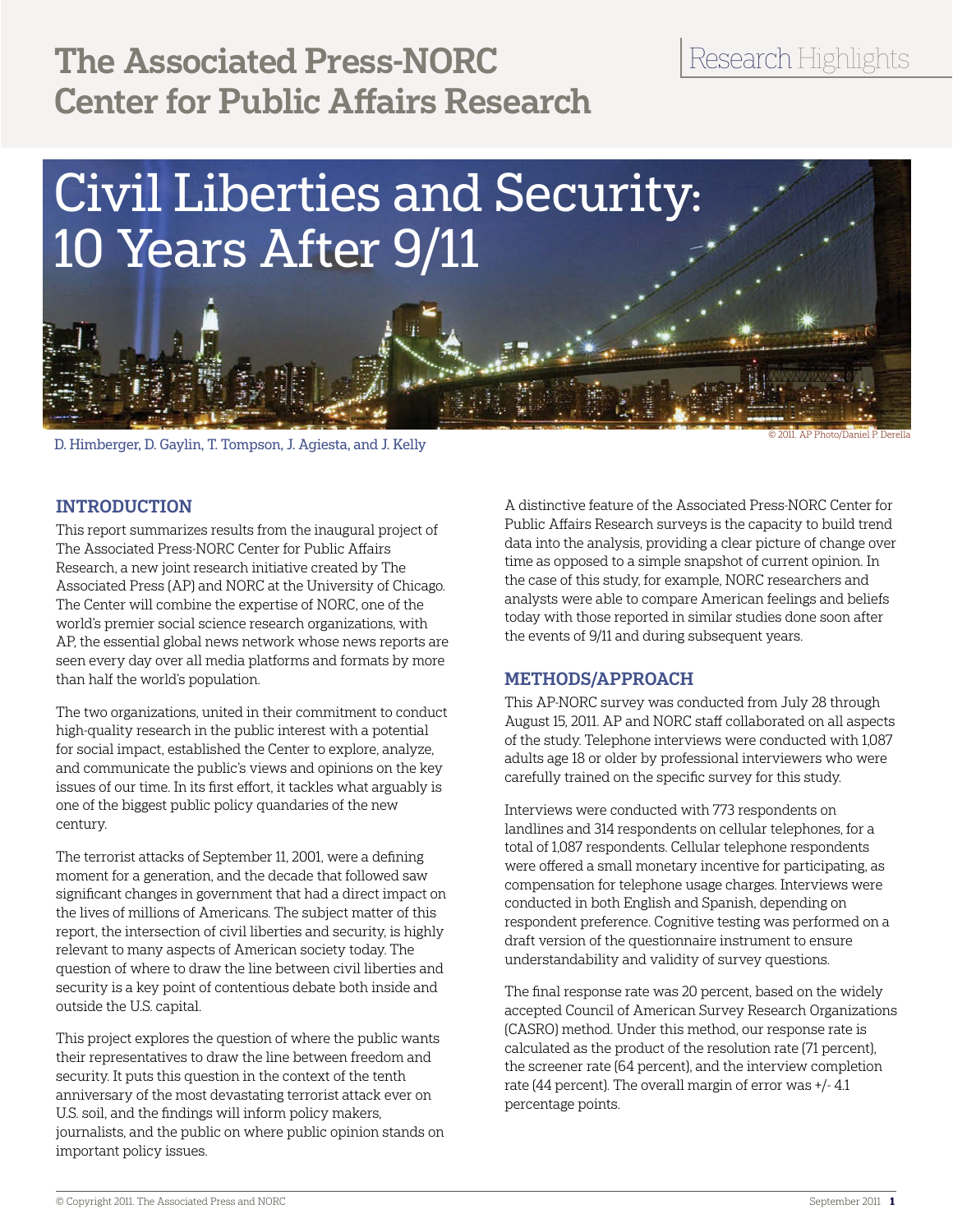# The Associated Press-NORC Center for Public Affairs Research

Research Highlights

# Civil Liberties and Security: 10 Years After 9/11

© 2011. AP Photo/Daniel P. Derella

D. Himberger, D. Gaylin, T. Tompson, J. Agiesta, and J. Kelly

## INTRODUCTION

This report summarizes results from the inaugural project of The Associated Press-NORC Center for Public Affairs Research, a new joint research initiative created by The Associated Press (AP) and NORC at the University of Chicago. The Center will combine the expertise of NORC, one of the world's premier social science research organizations, with AP, the essential global news network whose news reports are seen every day over all media platforms and formats by more than half the world's population.

The two organizations, united in their commitment to conduct high-quality research in the public interest with a potential for social impact, established the Center to explore, analyze, and communicate the public's views and opinions on the key issues of our time. In its first effort, it tackles what arguably is one of the biggest public policy quandaries of the new century.

The terrorist attacks of September 11, 2001, were a defining moment for a generation, and the decade that followed saw significant changes in government that had a direct impact on the lives of millions of Americans. The subject matter of this report, the intersection of civil liberties and security, is highly relevant to many aspects of American society today. The question of where to draw the line between civil liberties and security is a key point of contentious debate both inside and outside the U.S. capital.

This project explores the question of where the public wants their representatives to draw the line between freedom and security. It puts this question in the context of the tenth anniversary of the most devastating terrorist attack ever on U.S. soil, and the findings will inform policy makers, journalists, and the public on where public opinion stands on important policy issues.

A distinctive feature of the Associated Press-NORC Center for Public Affairs Research surveys is the capacity to build trend data into the analysis, providing a clear picture of change over time as opposed to a simple snapshot of current opinion. In the case of this study, for example, NORC researchers and analysts were able to compare American feelings and beliefs today with those reported in similar studies done soon after the events of 9/11 and during subsequent years.

## METHODS/APPROACH

This AP-NORC survey was conducted from July 28 through August 15, 2011. AP and NORC staff collaborated on all aspects of the study. Telephone interviews were conducted with 1,087 adults age 18 or older by professional interviewers who were carefully trained on the specific survey for this study.

Interviews were conducted with 773 respondents on landlines and 314 respondents on cellular telephones, for a total of 1,087 respondents. Cellular telephone respondents were offered a small monetary incentive for participating, as compensation for telephone usage charges. Interviews were conducted in both English and Spanish, depending on respondent preference. Cognitive testing was performed on a draft version of the questionnaire instrument to ensure understandability and validity of survey questions.

The final response rate was 20 percent, based on the widely accepted Council of American Survey Research Organizations (CASRO) method. Under this method, our response rate is calculated as the product of the resolution rate (71 percent), the screener rate (64 percent), and the interview completion rate (44 percent). The overall margin of error was +/- 4.1 percentage points.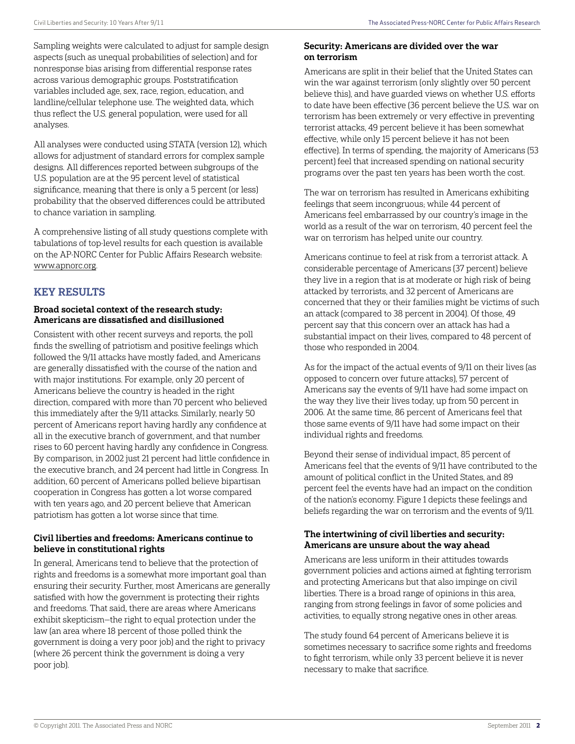Sampling weights were calculated to adjust for sample design aspects (such as unequal probabilities of selection) and for nonresponse bias arising from differential response rates across various demographic groups. Poststratification variables included age, sex, race, region, education, and landline/cellular telephone use. The weighted data, which thus reflect the U.S. general population, were used for all analyses.

All analyses were conducted using STATA (version 12), which allows for adjustment of standard errors for complex sample designs. All differences reported between subgroups of the U.S. population are at the 95 percent level of statistical significance, meaning that there is only a 5 percent (or less) probability that the observed differences could be attributed to chance variation in sampling.

A comprehensive listing of all study questions complete with tabulations of top-level results for each question is available on the AP-NORC Center for Public Affairs Research website: www.apnorc.org.

## KEY RESULTS

### Broad societal context of the research study: Americans are dissatisfied and disillusioned

Consistent with other recent surveys and reports, the poll finds the swelling of patriotism and positive feelings which followed the 9/11 attacks have mostly faded, and Americans are generally dissatisfied with the course of the nation and with major institutions. For example, only 20 percent of Americans believe the country is headed in the right direction, compared with more than 70 percent who believed this immediately after the 9/11 attacks. Similarly, nearly 50 percent of Americans report having hardly any confidence at all in the executive branch of government, and that number rises to 60 percent having hardly any confidence in Congress. By comparison, in 2002 just 21 percent had little confidence in the executive branch, and 24 percent had little in Congress. In addition, 60 percent of Americans polled believe bipartisan cooperation in Congress has gotten a lot worse compared with ten years ago, and 20 percent believe that American patriotism has gotten a lot worse since that time.

### Civil liberties and freedoms: Americans continue to believe in constitutional rights

In general, Americans tend to believe that the protection of rights and freedoms is a somewhat more important goal than ensuring their security. Further, most Americans are generally satisfied with how the government is protecting their rights and freedoms. That said, there are areas where Americans exhibit skepticism—the right to equal protection under the law (an area where 18 percent of those polled think the government is doing a very poor job) and the right to privacy (where 26 percent think the government is doing a very poor job).

### Security: Americans are divided over the war on terrorism

Americans are split in their belief that the United States can win the war against terrorism (only slightly over 50 percent believe this), and have guarded views on whether U.S. efforts to date have been effective (36 percent believe the U.S. war on terrorism has been extremely or very effective in preventing terrorist attacks, 49 percent believe it has been somewhat effective, while only 15 percent believe it has not been effective). In terms of spending, the majority of Americans (53 percent) feel that increased spending on national security programs over the past ten years has been worth the cost.

The war on terrorism has resulted in Americans exhibiting feelings that seem incongruous; while 44 percent of Americans feel embarrassed by our country's image in the world as a result of the war on terrorism, 40 percent feel the war on terrorism has helped unite our country.

Americans continue to feel at risk from a terrorist attack. A considerable percentage of Americans (37 percent) believe they live in a region that is at moderate or high risk of being attacked by terrorists, and 32 percent of Americans are concerned that they or their families might be victims of such an attack (compared to 38 percent in 2004). Of those, 49 percent say that this concern over an attack has had a substantial impact on their lives, compared to 48 percent of those who responded in 2004.

As for the impact of the actual events of 9/11 on their lives (as opposed to concern over future attacks), 57 percent of Americans say the events of 9/11 have had some impact on the way they live their lives today, up from 50 percent in 2006. At the same time, 86 percent of Americans feel that those same events of 9/11 have had some impact on their individual rights and freedoms.

Beyond their sense of individual impact, 85 percent of Americans feel that the events of 9/11 have contributed to the amount of political conflict in the United States, and 89 percent feel the events have had an impact on the condition of the nation's economy. Figure 1 depicts these feelings and beliefs regarding the war on terrorism and the events of 9/11.

### The intertwining of civil liberties and security: Americans are unsure about the way ahead

Americans are less uniform in their attitudes towards government policies and actions aimed at fighting terrorism and protecting Americans but that also impinge on civil liberties. There is a broad range of opinions in this area, ranging from strong feelings in favor of some policies and activities, to equally strong negative ones in other areas.

The study found 64 percent of Americans believe it is sometimes necessary to sacrifice some rights and freedoms to fight terrorism, while only 33 percent believe it is never necessary to make that sacrifice.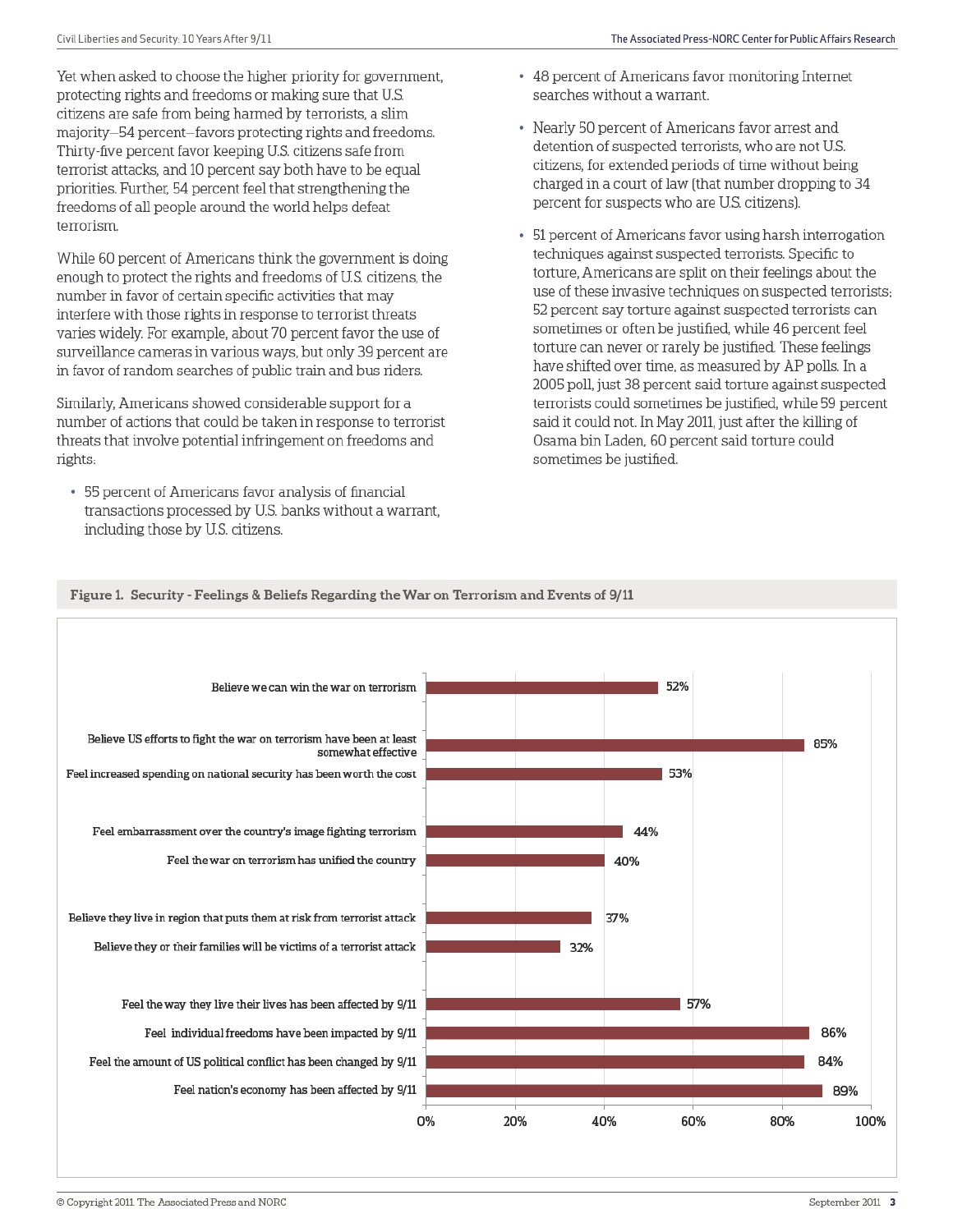Yet when asked to choose the higher priority for government, protecting rights and freedoms or making sure that U.S. citizens are safe from being harmed by terrorists, a slim majority—54 percent—favors protecting rights and freedoms. Thirty-five percent favor keeping U.S. citizens safe from terrorist attacks, and 10 percent say both have to be equal priorities. Further, 54 percent feel that strengthening the freedoms of all people around the world helps defeat terrorism.

While 60 percent of Americans think the government is doing enough to protect the rights and freedoms of U.S. citizens, the number in favor of certain specific activities that may interfere with those rights in response to terrorist threats varies widely. For example, about 70 percent favor the use of surveillance cameras in various ways, but only 39 percent are in favor of random searches of public train and bus riders.

Similarly, Americans showed considerable support for a number of actions that could be taken in response to terrorist threats that involve potential infringement on freedoms and rights:

- 55 percent of Americans favor analysis of financial transactions processed by U.S. banks without a warrant, including those by U.S. citizens.
- 48 percent of Americans favor monitoring Internet searches without a warrant.
- Nearly 50 percent of Americans favor arrest and detention of suspected terrorists, who are not U.S. citizens, for extended periods of time without being charged in a court of law (that number dropping to 34 percent for suspects who are U.S. citizens).
- 51 percent of Americans favor using harsh interrogation techniques against suspected terrorists. Specific to torture, Americans are split on their feelings about the use of these invasive techniques on suspected terrorists; 52 percent say torture against suspected terrorists can sometimes or often be justified, while 46 percent feel torture can never or rarely be justified. These feelings have shifted over time, as measured by AP polls. In a 2005 poll, just 38 percent said torture against suspected terrorists could sometimes be justified, while 59 percent said it could not. In May 2011, just after the killing of Osama bin Laden, 60 percent said torture could sometimes be justified.

**Figure 1. Security - Feelings & Beliefs Regarding the War on Terrorism and Events of 9/11**

| Item | Percent |
|---|---|
| Believe we can win the war on terrorism | 52% |
| Believe US efforts to fight the war on terrorism have been at least somewhat effective | 85% |
| Feel increased spending on national security has been worth the cost | 53% |
| Feel embarrassment over the country's image fighting terrorism | 44% |
| Feel the war on terrorism has unified the country | 40% |
| Believe they live in region that puts them at risk from terrorist attack | 37% |
| Believe they or their families will be victims of a terrorist attack | 32% |
| Feel the way they live their lives has been affected by 9/11 | 57% |
| Feel individual freedoms have been impacted by 9/11 | 86% |
| Feel the amount of US political conflict has been changed by 9/11 | 84% |
| Feel nation's economy has been affected by 9/11 | 89% |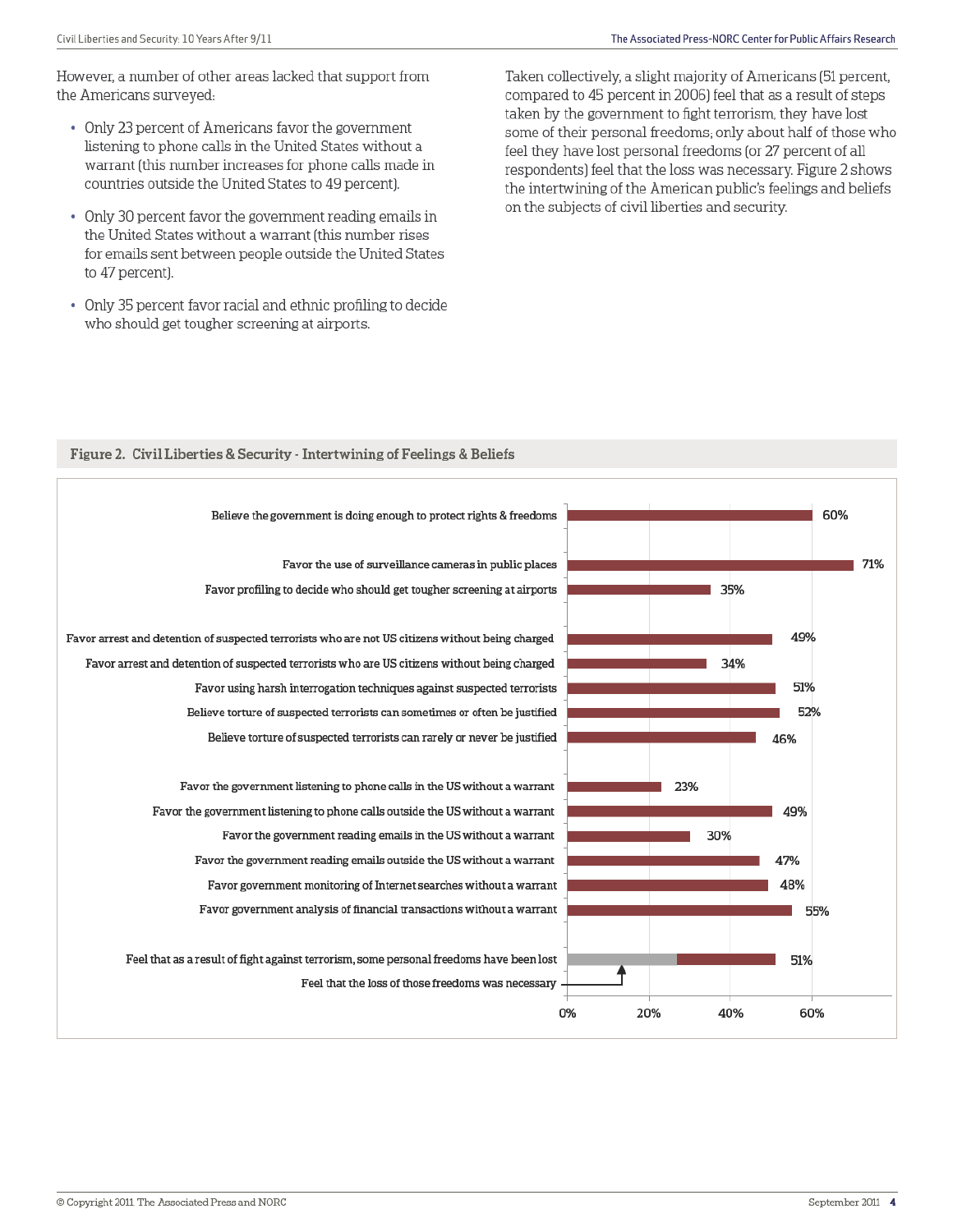However, a number of other areas lacked that support from the Americans surveyed:

- Only 23 percent of Americans favor the government listening to phone calls in the United States without a warrant (this number increases for phone calls made in countries outside the United States to 49 percent).
- Only 30 percent favor the government reading emails in the United States without a warrant (this number rises for emails sent between people outside the United States to 47 percent).
- Only 35 percent favor racial and ethnic profiling to decide who should get tougher screening at airports.

Taken collectively, a slight majority of Americans (51 percent, compared to 45 percent in 2006) feel that as a result of steps taken by the government to fight terrorism, they have lost some of their personal freedoms; only about half of those who feel they have lost personal freedoms (or 27 percent of all respondents) feel that the loss was necessary. Figure 2 shows the intertwining of the American public's feelings and beliefs on the subjects of civil liberties and security.

**Figure 2. Civil Liberties & Security - Intertwining of Feelings & Beliefs**

| Item | Percent |
|---|---|
| Believe the government is doing enough to protect rights & freedoms | 60% |
| Favor the use of surveillance cameras in public places | 71% |
| Favor profiling to decide who should get tougher screening at airports | 35% |
| Favor arrest and detention of suspected terrorists who are not US citizens without being charged | 49% |
| Favor arrest and detention of suspected terrorists who are US citizens without being charged | 34% |
| Favor using harsh interrogation techniques against suspected terrorists | 51% |
| Believe torture of suspected terrorists can sometimes or often be justified | 52% |
| Believe torture of suspected terrorists can rarely or never be justified | 46% |
| Favor the government listening to phone calls in the US without a warrant | 23% |
| Favor the government listening to phone calls outside the US without a warrant | 49% |
| Favor the government reading emails in the US without a warrant | 30% |
| Favor the government reading emails outside the US without a warrant | 47% |
| Favor government monitoring of Internet searches without a warrant | 48% |
| Favor government analysis of financial transactions without a warrant | 55% |
| Feel that as a result of fight against terrorism, some personal freedoms have been lost | 51% |
| Feel that the loss of those freedoms was necessary | |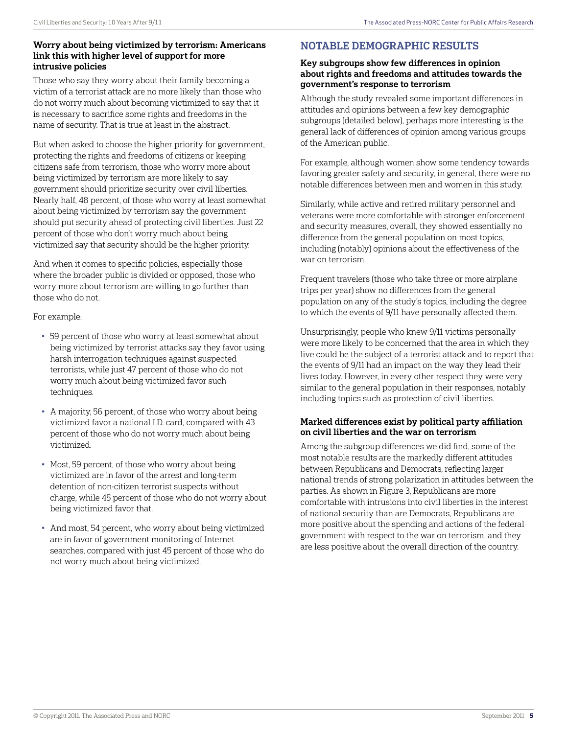### Worry about being victimized by terrorism: Americans link this with higher level of support for more intrusive policies

Those who say they worry about their family becoming a victim of a terrorist attack are no more likely than those who do not worry much about becoming victimized to say that it is necessary to sacrifice some rights and freedoms in the name of security. That is true at least in the abstract.

But when asked to choose the higher priority for government, protecting the rights and freedoms of citizens or keeping citizens safe from terrorism, those who worry more about being victimized by terrorism are more likely to say government should prioritize security over civil liberties. Nearly half, 48 percent, of those who worry at least somewhat about being victimized by terrorism say the government should put security ahead of protecting civil liberties. Just 22 percent of those who don't worry much about being victimized say that security should be the higher priority.

And when it comes to specific policies, especially those where the broader public is divided or opposed, those who worry more about terrorism are willing to go further than those who do not.

For example:

- 59 percent of those who worry at least somewhat about being victimized by terrorist attacks say they favor using harsh interrogation techniques against suspected terrorists, while just 47 percent of those who do not worry much about being victimized favor such techniques.
- A majority, 56 percent, of those who worry about being victimized favor a national I.D. card, compared with 43 percent of those who do not worry much about being victimized.
- Most, 59 percent, of those who worry about being victimized are in favor of the arrest and long-term detention of non-citizen terrorist suspects without charge, while 45 percent of those who do not worry about being victimized favor that.
- And most, 54 percent, who worry about being victimized are in favor of government monitoring of Internet searches, compared with just 45 percent of those who do not worry much about being victimized.

## NOTABLE DEMOGRAPHIC RESULTS

### Key subgroups show few differences in opinion about rights and freedoms and attitudes towards the government's response to terrorism

Although the study revealed some important differences in attitudes and opinions between a few key demographic subgroups (detailed below), perhaps more interesting is the general lack of differences of opinion among various groups of the American public.

For example, although women show some tendency towards favoring greater safety and security, in general, there were no notable differences between men and women in this study.

Similarly, while active and retired military personnel and veterans were more comfortable with stronger enforcement and security measures, overall, they showed essentially no difference from the general population on most topics, including (notably) opinions about the effectiveness of the war on terrorism.

Frequent travelers (those who take three or more airplane trips per year) show no differences from the general population on any of the study's topics, including the degree to which the events of 9/11 have personally affected them.

Unsurprisingly, people who knew 9/11 victims personally were more likely to be concerned that the area in which they live could be the subject of a terrorist attack and to report that the events of 9/11 had an impact on the way they lead their lives today. However, in every other respect they were very similar to the general population in their responses, notably including topics such as protection of civil liberties.

### Marked differences exist by political party affiliation on civil liberties and the war on terrorism

Among the subgroup differences we did find, some of the most notable results are the markedly different attitudes between Republicans and Democrats, reflecting larger national trends of strong polarization in attitudes between the parties. As shown in Figure 3, Republicans are more comfortable with intrusions into civil liberties in the interest of national security than are Democrats, Republicans are more positive about the spending and actions of the federal government with respect to the war on terrorism, and they are less positive about the overall direction of the country.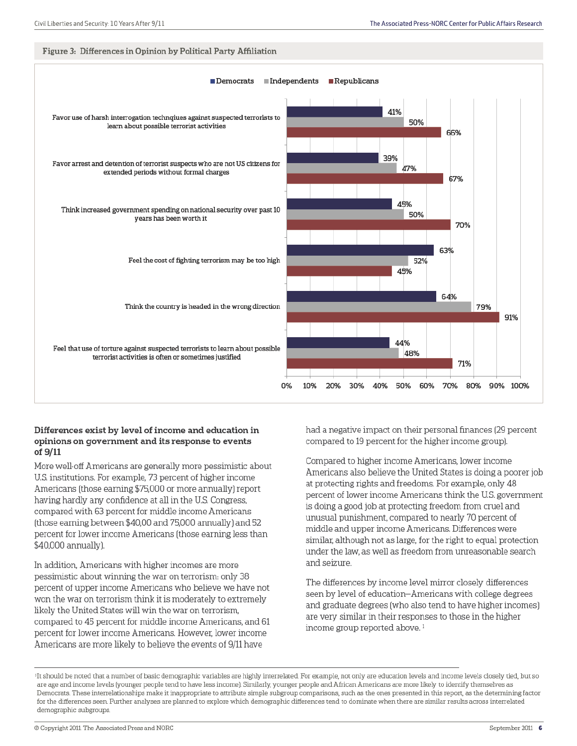**Figure 3: Differences in Opinion by Political Party Affiliation**

| | Democrats | Independents | Republicans |
|---|---|---|---|
| Favor use of harsh interrogation technqiues against suspected terrorists to learn about possible terrorist activities | 41% | 50% | 66% |
| Favor arrest and detention of terrorist suspects who are not US citizens for extended periods without formal charges | 39% | 47% | 67% |
| Think increased government spending on national security over past 10 years has been worth it | 45% | 50% | 70% |
| Feel the cost of fighting terrorism may be too high | 63% | 52% | 45% |
| Think the country is headed in the wrong direction | 64% | 79% | 91% |
| Feel that use of torture against suspected terrorists to learn about possible terrorist activities is often or sometimes justified | 44% | 48% | 71% |

### Differences exist by level of income and education in opinions on government and its response to events of 9/11

More well-off Americans are generally more pessimistic about U.S. institutions. For example, 73 percent of higher income Americans (those earning $75,000 or more annually) report having hardly any confidence at all in the U.S. Congress, compared with 63 percent for middle income Americans (those earning between $40,00 and 75,000 annually) and 52 percent for lower income Americans (those earning less than $40,000 annually).

In addition, Americans with higher incomes are more pessimistic about winning the war on terrorism: only 38 percent of upper income Americans who believe we have not won the war on terrorism think it is moderately to extremely likely the United States will win the war on terrorism, compared to 45 percent for middle income Americans, and 61 percent for lower income Americans. However, lower income Americans are more likely to believe the events of 9/11 have had a negative impact on their personal finances (29 percent compared to 19 percent for the higher income group).

Compared to higher income Americans, lower income Americans also believe the United States is doing a poorer job at protecting rights and freedoms. For example, only 48 percent of lower income Americans think the U.S. government is doing a good job at protecting freedom from cruel and unusual punishment, compared to nearly 70 percent of middle and upper income Americans. Differences were similar, although not as large, for the right to equal protection under the law, as well as freedom from unreasonable search and seizure.

The differences by income level mirror closely differences seen by level of education—Americans with college degrees and graduate degrees (who also tend to have higher incomes) are very similar in their responses to those in the higher income group reported above. [1]

---

[1] It should be noted that a number of basic demographic variables are highly interrelated. For example, not only are education levels and income levels closely tied, but so are age and income levels (younger people tend to have less income). Similarly, younger people and African Americans are more likely to identify themselves as Democrats. These interrelationships make it inappropriate to attribute simple subgroup comparisons, such as the ones presented in this report, as the determining factor for the differences seen. Further analyses are planned to explore which demographic differences tend to dominate when there are similar results across interrelated demographic subgroups.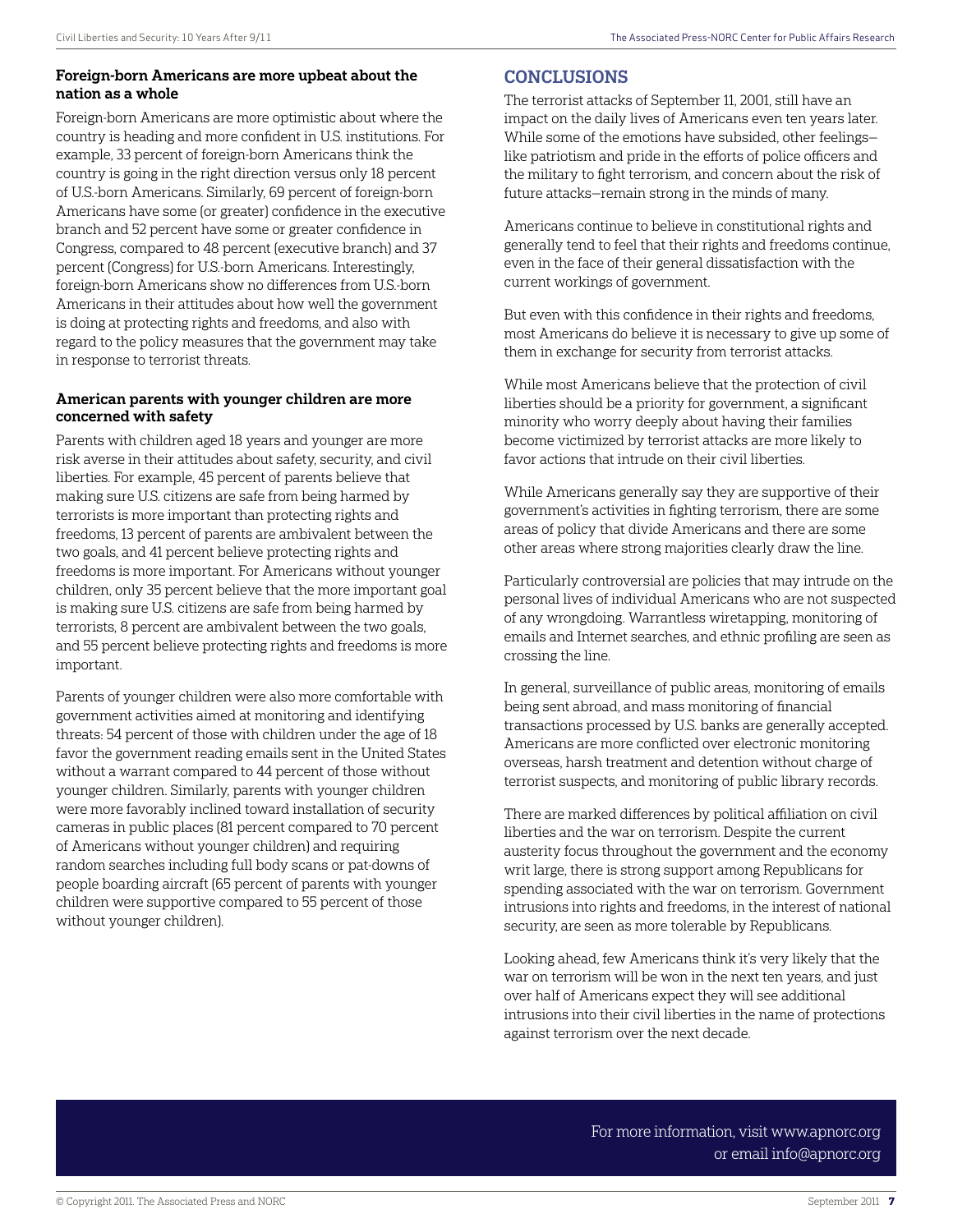### Foreign-born Americans are more upbeat about the nation as a whole

Foreign-born Americans are more optimistic about where the country is heading and more confident in U.S. institutions. For example, 33 percent of foreign-born Americans think the country is going in the right direction versus only 18 percent of U.S.-born Americans. Similarly, 69 percent of foreign-born Americans have some (or greater) confidence in the executive branch and 52 percent have some or greater confidence in Congress, compared to 48 percent (executive branch) and 37 percent (Congress) for U.S.-born Americans. Interestingly, foreign-born Americans show no differences from U.S.-born Americans in their attitudes about how well the government is doing at protecting rights and freedoms, and also with regard to the policy measures that the government may take in response to terrorist threats.

### American parents with younger children are more concerned with safety

Parents with children aged 18 years and younger are more risk averse in their attitudes about safety, security, and civil liberties. For example, 45 percent of parents believe that making sure U.S. citizens are safe from being harmed by terrorists is more important than protecting rights and freedoms, 13 percent of parents are ambivalent between the two goals, and 41 percent believe protecting rights and freedoms is more important. For Americans without younger children, only 35 percent believe that the more important goal is making sure U.S. citizens are safe from being harmed by terrorists, 8 percent are ambivalent between the two goals, and 55 percent believe protecting rights and freedoms is more important.

Parents of younger children were also more comfortable with government activities aimed at monitoring and identifying threats: 54 percent of those with children under the age of 18 favor the government reading emails sent in the United States without a warrant compared to 44 percent of those without younger children. Similarly, parents with younger children were more favorably inclined toward installation of security cameras in public places (81 percent compared to 70 percent of Americans without younger children) and requiring random searches including full body scans or pat-downs of people boarding aircraft (65 percent of parents with younger children were supportive compared to 55 percent of those without younger children).

## CONCLUSIONS

The terrorist attacks of September 11, 2001, still have an impact on the daily lives of Americans even ten years later. While some of the emotions have subsided, other feelings—like patriotism and pride in the efforts of police officers and the military to fight terrorism, and concern about the risk of future attacks—remain strong in the minds of many.

Americans continue to believe in constitutional rights and generally tend to feel that their rights and freedoms continue, even in the face of their general dissatisfaction with the current workings of government.

But even with this confidence in their rights and freedoms, most Americans do believe it is necessary to give up some of them in exchange for security from terrorist attacks.

While most Americans believe that the protection of civil liberties should be a priority for government, a significant minority who worry deeply about having their families become victimized by terrorist attacks are more likely to favor actions that intrude on their civil liberties.

While Americans generally say they are supportive of their government's activities in fighting terrorism, there are some areas of policy that divide Americans and there are some other areas where strong majorities clearly draw the line.

Particularly controversial are policies that may intrude on the personal lives of individual Americans who are not suspected of any wrongdoing. Warrantless wiretapping, monitoring of emails and Internet searches, and ethnic profiling are seen as crossing the line.

In general, surveillance of public areas, monitoring of emails being sent abroad, and mass monitoring of financial transactions processed by U.S. banks are generally accepted. Americans are more conflicted over electronic monitoring overseas, harsh treatment and detention without charge of terrorist suspects, and monitoring of public library records.

There are marked differences by political affiliation on civil liberties and the war on terrorism. Despite the current austerity focus throughout the government and the economy writ large, there is strong support among Republicans for spending associated with the war on terrorism. Government intrusions into rights and freedoms, in the interest of national security, are seen as more tolerable by Republicans.

Looking ahead, few Americans think it's very likely that the war on terrorism will be won in the next ten years, and just over half of Americans expect they will see additional intrusions into their civil liberties in the name of protections against terrorism over the next decade.

For more information, visit www.apnorc.org or email info@apnorc.org

© Copyright 2011. The Associated Press and NORC